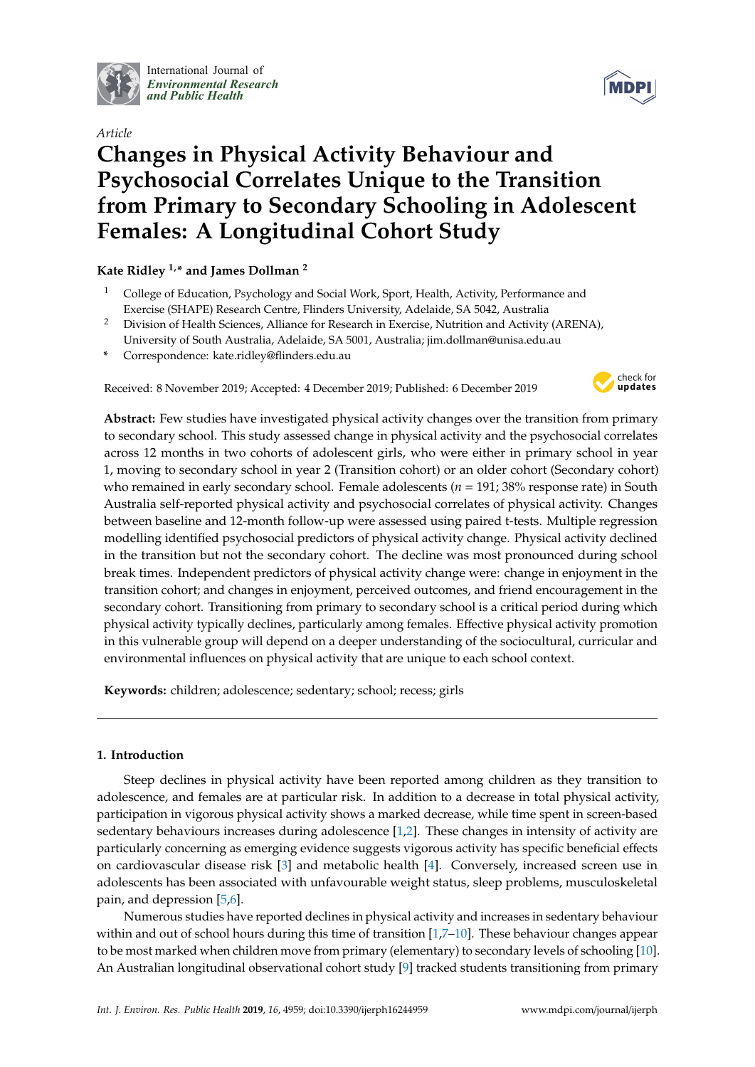Article

# Changes in Physical Activity Behaviour and Psychosocial Correlates Unique to the Transition from Primary to Secondary Schooling in Adolescent Females: A Longitudinal Cohort Study

**Kate Ridley [1,*] and James Dollman [2]**

[1] College of Education, Psychology and Social Work, Sport, Health, Activity, Performance and Exercise (SHAPE) Research Centre, Flinders University, Adelaide, SA 5042, Australia

[2] Division of Health Sciences, Alliance for Research in Exercise, Nutrition and Activity (ARENA), University of South Australia, Adelaide, SA 5001, Australia; jim.dollman@unisa.edu.au

[*] Correspondence: kate.ridley@flinders.edu.au

Received: 8 November 2019; Accepted: 4 December 2019; Published: 6 December 2019

**Abstract:** Few studies have investigated physical activity changes over the transition from primary to secondary school. This study assessed change in physical activity and the psychosocial correlates across 12 months in two cohorts of adolescent girls, who were either in primary school in year 1, moving to secondary school in year 2 (Transition cohort) or an older cohort (Secondary cohort) who remained in early secondary school. Female adolescents ($n = 191$; 38% response rate) in South Australia self-reported physical activity and psychosocial correlates of physical activity. Changes between baseline and 12-month follow-up were assessed using paired t-tests. Multiple regression modelling identified psychosocial predictors of physical activity change. Physical activity declined in the transition but not the secondary cohort. The decline was most pronounced during school break times. Independent predictors of physical activity change were: change in enjoyment in the transition cohort; and changes in enjoyment, perceived outcomes, and friend encouragement in the secondary cohort. Transitioning from primary to secondary school is a critical period during which physical activity typically declines, particularly among females. Effective physical activity promotion in this vulnerable group will depend on a deeper understanding of the sociocultural, curricular and environmental influences on physical activity that are unique to each school context.

**Keywords:** children; adolescence; sedentary; school; recess; girls

## 1. Introduction

Steep declines in physical activity have been reported among children as they transition to adolescence, and females are at particular risk. In addition to a decrease in total physical activity, participation in vigorous physical activity shows a marked decrease, while time spent in screen-based sedentary behaviours increases during adolescence [1,2]. These changes in intensity of activity are particularly concerning as emerging evidence suggests vigorous activity has specific beneficial effects on cardiovascular disease risk [3] and metabolic health [4]. Conversely, increased screen use in adolescents has been associated with unfavourable weight status, sleep problems, musculoskeletal pain, and depression [5,6].

Numerous studies have reported declines in physical activity and increases in sedentary behaviour within and out of school hours during this time of transition [1,7–10]. These behaviour changes appear to be most marked when children move from primary (elementary) to secondary levels of schooling [10]. An Australian longitudinal observational cohort study [9] tracked students transitioning from primary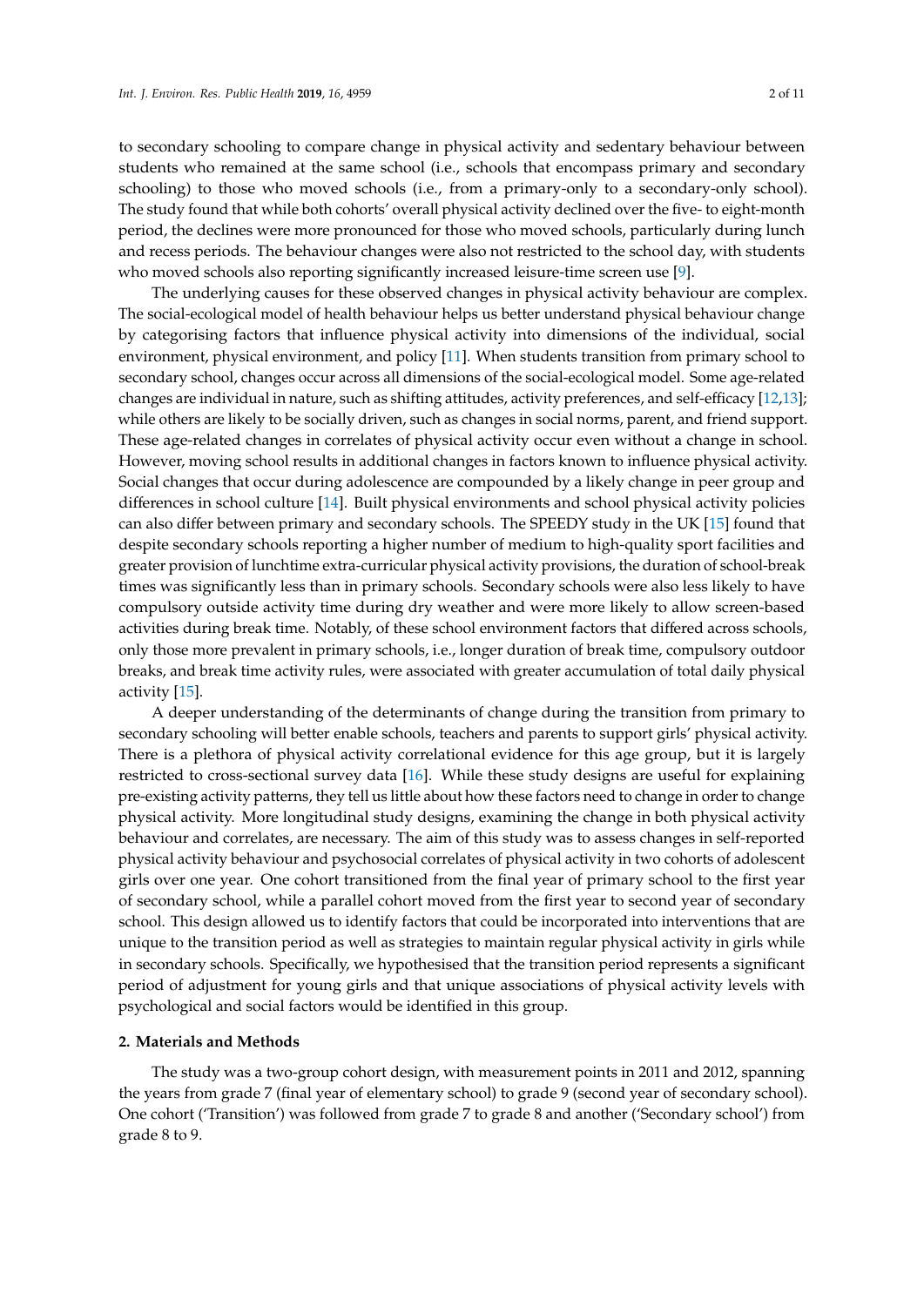to secondary schooling to compare change in physical activity and sedentary behaviour between students who remained at the same school (i.e., schools that encompass primary and secondary schooling) to those who moved schools (i.e., from a primary-only to a secondary-only school). The study found that while both cohorts' overall physical activity declined over the five- to eight-month period, the declines were more pronounced for those who moved schools, particularly during lunch and recess periods. The behaviour changes were also not restricted to the school day, with students who moved schools also reporting significantly increased leisure-time screen use [9].

The underlying causes for these observed changes in physical activity behaviour are complex. The social-ecological model of health behaviour helps us better understand physical behaviour change by categorising factors that influence physical activity into dimensions of the individual, social environment, physical environment, and policy [11]. When students transition from primary school to secondary school, changes occur across all dimensions of the social-ecological model. Some age-related changes are individual in nature, such as shifting attitudes, activity preferences, and self-efficacy [12,13]; while others are likely to be socially driven, such as changes in social norms, parent, and friend support. These age-related changes in correlates of physical activity occur even without a change in school. However, moving school results in additional changes in factors known to influence physical activity. Social changes that occur during adolescence are compounded by a likely change in peer group and differences in school culture [14]. Built physical environments and school physical activity policies can also differ between primary and secondary schools. The SPEEDY study in the UK [15] found that despite secondary schools reporting a higher number of medium to high-quality sport facilities and greater provision of lunchtime extra-curricular physical activity provisions, the duration of school-break times was significantly less than in primary schools. Secondary schools were also less likely to have compulsory outside activity time during dry weather and were more likely to allow screen-based activities during break time. Notably, of these school environment factors that differed across schools, only those more prevalent in primary schools, i.e., longer duration of break time, compulsory outdoor breaks, and break time activity rules, were associated with greater accumulation of total daily physical activity [15].

A deeper understanding of the determinants of change during the transition from primary to secondary schooling will better enable schools, teachers and parents to support girls' physical activity. There is a plethora of physical activity correlational evidence for this age group, but it is largely restricted to cross-sectional survey data [16]. While these study designs are useful for explaining pre-existing activity patterns, they tell us little about how these factors need to change in order to change physical activity. More longitudinal study designs, examining the change in both physical activity behaviour and correlates, are necessary. The aim of this study was to assess changes in self-reported physical activity behaviour and psychosocial correlates of physical activity in two cohorts of adolescent girls over one year. One cohort transitioned from the final year of primary school to the first year of secondary school, while a parallel cohort moved from the first year to second year of secondary school. This design allowed us to identify factors that could be incorporated into interventions that are unique to the transition period as well as strategies to maintain regular physical activity in girls while in secondary schools. Specifically, we hypothesised that the transition period represents a significant period of adjustment for young girls and that unique associations of physical activity levels with psychological and social factors would be identified in this group.

## 2. Materials and Methods

The study was a two-group cohort design, with measurement points in 2011 and 2012, spanning the years from grade 7 (final year of elementary school) to grade 9 (second year of secondary school). One cohort ('Transition') was followed from grade 7 to grade 8 and another ('Secondary school') from grade 8 to 9.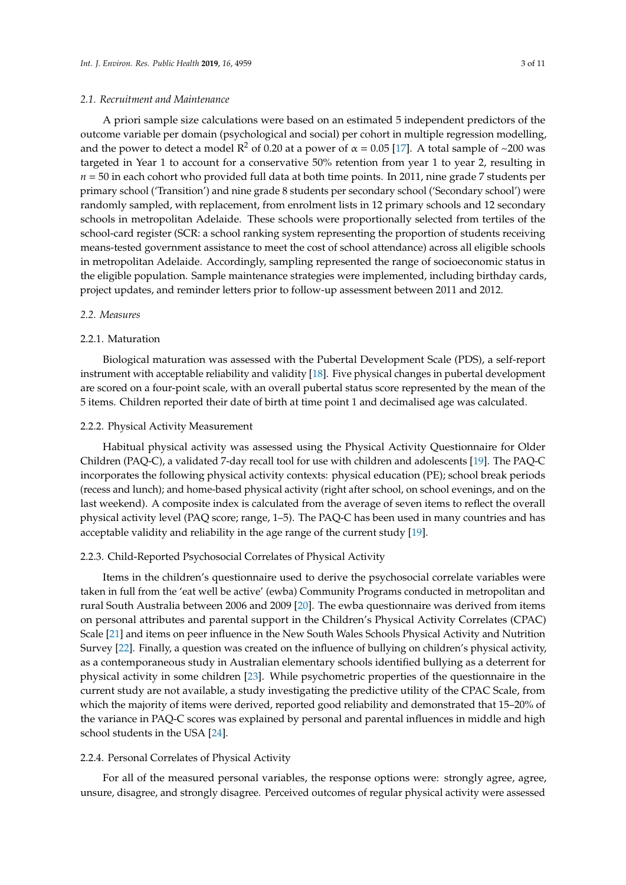### 2.1. Recruitment and Maintenance

A priori sample size calculations were based on an estimated 5 independent predictors of the outcome variable per domain (psychological and social) per cohort in multiple regression modelling, and the power to detect a model $R^2$ of 0.20 at a power of $\alpha = 0.05$ [17]. A total sample of ~200 was targeted in Year 1 to account for a conservative 50% retention from year 1 to year 2, resulting in $n = 50$ in each cohort who provided full data at both time points. In 2011, nine grade 7 students per primary school ('Transition') and nine grade 8 students per secondary school ('Secondary school') were randomly sampled, with replacement, from enrolment lists in 12 primary schools and 12 secondary schools in metropolitan Adelaide. These schools were proportionally selected from tertiles of the school-card register (SCR: a school ranking system representing the proportion of students receiving means-tested government assistance to meet the cost of school attendance) across all eligible schools in metropolitan Adelaide. Accordingly, sampling represented the range of socioeconomic status in the eligible population. Sample maintenance strategies were implemented, including birthday cards, project updates, and reminder letters prior to follow-up assessment between 2011 and 2012.

### 2.2. Measures

#### 2.2.1. Maturation

Biological maturation was assessed with the Pubertal Development Scale (PDS), a self-report instrument with acceptable reliability and validity [18]. Five physical changes in pubertal development are scored on a four-point scale, with an overall pubertal status score represented by the mean of the 5 items. Children reported their date of birth at time point 1 and decimalised age was calculated.

#### 2.2.2. Physical Activity Measurement

Habitual physical activity was assessed using the Physical Activity Questionnaire for Older Children (PAQ-C), a validated 7-day recall tool for use with children and adolescents [19]. The PAQ-C incorporates the following physical activity contexts: physical education (PE); school break periods (recess and lunch); and home-based physical activity (right after school, on school evenings, and on the last weekend). A composite index is calculated from the average of seven items to reflect the overall physical activity level (PAQ score; range, 1–5). The PAQ-C has been used in many countries and has acceptable validity and reliability in the age range of the current study [19].

#### 2.2.3. Child-Reported Psychosocial Correlates of Physical Activity

Items in the children's questionnaire used to derive the psychosocial correlate variables were taken in full from the 'eat well be active' (ewba) Community Programs conducted in metropolitan and rural South Australia between 2006 and 2009 [20]. The ewba questionnaire was derived from items on personal attributes and parental support in the Children's Physical Activity Correlates (CPAC) Scale [21] and items on peer influence in the New South Wales Schools Physical Activity and Nutrition Survey [22]. Finally, a question was created on the influence of bullying on children's physical activity, as a contemporaneous study in Australian elementary schools identified bullying as a deterrent for physical activity in some children [23]. While psychometric properties of the questionnaire in the current study are not available, a study investigating the predictive utility of the CPAC Scale, from which the majority of items were derived, reported good reliability and demonstrated that 15–20% of the variance in PAQ-C scores was explained by personal and parental influences in middle and high school students in the USA [24].

#### 2.2.4. Personal Correlates of Physical Activity

For all of the measured personal variables, the response options were: strongly agree, agree, unsure, disagree, and strongly disagree. Perceived outcomes of regular physical activity were assessed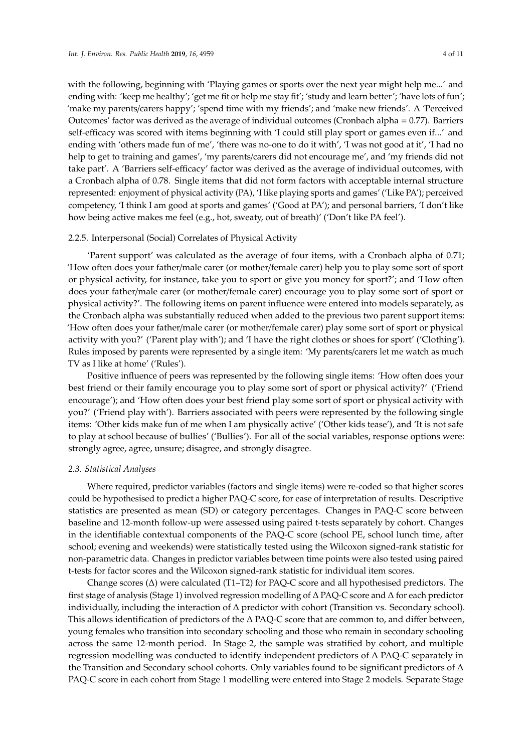with the following, beginning with 'Playing games or sports over the next year might help me...' and ending with: 'keep me healthy'; 'get me fit or help me stay fit'; 'study and learn better'; 'have lots of fun'; 'make my parents/carers happy'; 'spend time with my friends'; and 'make new friends'. A 'Perceived Outcomes' factor was derived as the average of individual outcomes (Cronbach alpha = 0.77). Barriers self-efficacy was scored with items beginning with 'I could still play sport or games even if...' and ending with 'others made fun of me', 'there was no-one to do it with', 'I was not good at it', 'I had no help to get to training and games', 'my parents/carers did not encourage me', and 'my friends did not take part'. A 'Barriers self-efficacy' factor was derived as the average of individual outcomes, with a Cronbach alpha of 0.78. Single items that did not form factors with acceptable internal structure represented: enjoyment of physical activity (PA), 'I like playing sports and games' ('Like PA'); perceived competency, 'I think I am good at sports and games' ('Good at PA'); and personal barriers, 'I don't like how being active makes me feel (e.g., hot, sweaty, out of breath)' ('Don't like PA feel').

#### 2.2.5. Interpersonal (Social) Correlates of Physical Activity

'Parent support' was calculated as the average of four items, with a Cronbach alpha of 0.71; 'How often does your father/male carer (or mother/female carer) help you to play some sort of sport or physical activity, for instance, take you to sport or give you money for sport?'; and 'How often does your father/male carer (or mother/female carer) encourage you to play some sort of sport or physical activity?'. The following items on parent influence were entered into models separately, as the Cronbach alpha was substantially reduced when added to the previous two parent support items: 'How often does your father/male carer (or mother/female carer) play some sort of sport or physical activity with you?' ('Parent play with'); and 'I have the right clothes or shoes for sport' ('Clothing'). Rules imposed by parents were represented by a single item: 'My parents/carers let me watch as much TV as I like at home' ('Rules').

Positive influence of peers was represented by the following single items: 'How often does your best friend or their family encourage you to play some sort of sport or physical activity?' ('Friend encourage'); and 'How often does your best friend play some sort of sport or physical activity with you?' ('Friend play with'). Barriers associated with peers were represented by the following single items: 'Other kids make fun of me when I am physically active' ('Other kids tease'), and 'It is not safe to play at school because of bullies' ('Bullies'). For all of the social variables, response options were: strongly agree, agree, unsure; disagree, and strongly disagree.

### 2.3. Statistical Analyses

Where required, predictor variables (factors and single items) were re-coded so that higher scores could be hypothesised to predict a higher PAQ-C score, for ease of interpretation of results. Descriptive statistics are presented as mean (SD) or category percentages. Changes in PAQ-C score between baseline and 12-month follow-up were assessed using paired t-tests separately by cohort. Changes in the identifiable contextual components of the PAQ-C score (school PE, school lunch time, after school; evening and weekends) were statistically tested using the Wilcoxon signed-rank statistic for non-parametric data. Changes in predictor variables between time points were also tested using paired t-tests for factor scores and the Wilcoxon signed-rank statistic for individual item scores.

Change scores (Δ) were calculated (T1–T2) for PAQ-C score and all hypothesised predictors. The first stage of analysis (Stage 1) involved regression modelling of Δ PAQ-C score and Δ for each predictor individually, including the interaction of Δ predictor with cohort (Transition vs. Secondary school). This allows identification of predictors of the Δ PAQ-C score that are common to, and differ between, young females who transition into secondary schooling and those who remain in secondary schooling across the same 12-month period. In Stage 2, the sample was stratified by cohort, and multiple regression modelling was conducted to identify independent predictors of Δ PAQ-C separately in the Transition and Secondary school cohorts. Only variables found to be significant predictors of Δ PAQ-C score in each cohort from Stage 1 modelling were entered into Stage 2 models. Separate Stage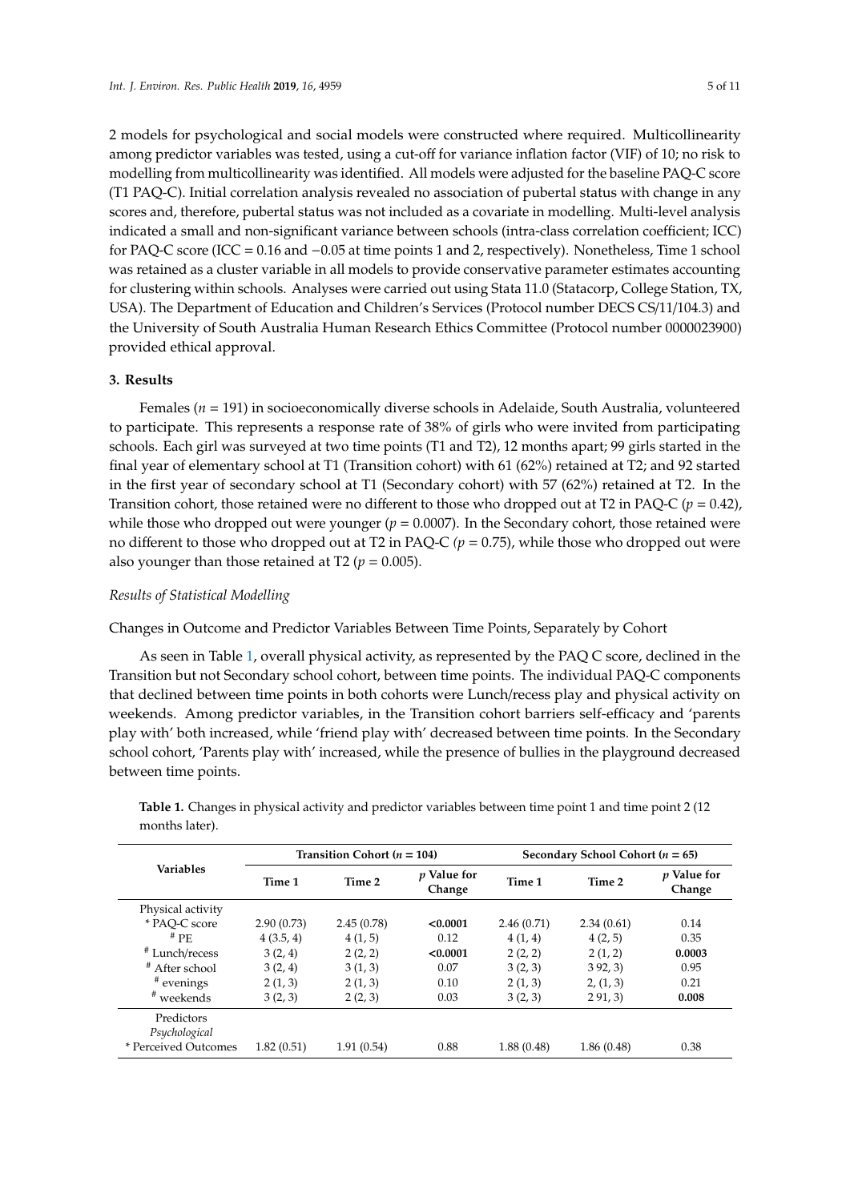2 models for psychological and social models were constructed where required. Multicollinearity among predictor variables was tested, using a cut-off for variance inflation factor (VIF) of 10; no risk to modelling from multicollinearity was identified. All models were adjusted for the baseline PAQ-C score (T1 PAQ-C). Initial correlation analysis revealed no association of pubertal status with change in any scores and, therefore, pubertal status was not included as a covariate in modelling. Multi-level analysis indicated a small and non-significant variance between schools (intra-class correlation coefficient; ICC) for PAQ-C score (ICC = 0.16 and −0.05 at time points 1 and 2, respectively). Nonetheless, Time 1 school was retained as a cluster variable in all models to provide conservative parameter estimates accounting for clustering within schools. Analyses were carried out using Stata 11.0 (Statacorp, College Station, TX, USA). The Department of Education and Children's Services (Protocol number DECS CS/11/104.3) and the University of South Australia Human Research Ethics Committee (Protocol number 0000023900) provided ethical approval.

## 3. Results

Females ($n$ = 191) in socioeconomically diverse schools in Adelaide, South Australia, volunteered to participate. This represents a response rate of 38% of girls who were invited from participating schools. Each girl was surveyed at two time points (T1 and T2), 12 months apart; 99 girls started in the final year of elementary school at T1 (Transition cohort) with 61 (62%) retained at T2; and 92 started in the first year of secondary school at T1 (Secondary cohort) with 57 (62%) retained at T2. In the Transition cohort, those retained were no different to those who dropped out at T2 in PAQ-C ($p$ = 0.42), while those who dropped out were younger ($p$ = 0.0007). In the Secondary cohort, those retained were no different to those who dropped out at T2 in PAQ-C ($p$ = 0.75), while those who dropped out were also younger than those retained at T2 ($p$ = 0.005).

*Results of Statistical Modelling*

Changes in Outcome and Predictor Variables Between Time Points, Separately by Cohort

As seen in Table 1, overall physical activity, as represented by the PAQ C score, declined in the Transition but not Secondary school cohort, between time points. The individual PAQ-C components that declined between time points in both cohorts were Lunch/recess play and physical activity on weekends. Among predictor variables, in the Transition cohort barriers self-efficacy and 'parents play with' both increased, while 'friend play with' decreased between time points. In the Secondary school cohort, 'Parents play with' increased, while the presence of bullies in the playground decreased between time points.

**Table 1.** Changes in physical activity and predictor variables between time point 1 and time point 2 (12 months later).

| Variables | Transition Cohort ($n$ = 104) | | | Secondary School Cohort ($n$ = 65) | | |
|---|---|---|---|---|---|---|
| | Time 1 | Time 2 | $p$ Value for Change | Time 1 | Time 2 | $p$ Value for Change |
| Physical activity | | | | | | |
| * PAQ-C score | 2.90 (0.73) | 2.45 (0.78) | **<0.0001** | 2.46 (0.71) | 2.34 (0.61) | 0.14 |
| # PE | 4 (3.5, 4) | 4 (1, 5) | 0.12 | 4 (1, 4) | 4 (2, 5) | 0.35 |
| # Lunch/recess | 3 (2, 4) | 2 (2, 2) | **<0.0001** | 2 (2, 2) | 2 (1, 2) | **0.0003** |
| # After school | 3 (2, 4) | 3 (1, 3) | 0.07 | 3 (2, 3) | 3 92, 3) | 0.95 |
| # evenings | 2 (1, 3) | 2 (1, 3) | 0.10 | 2 (1, 3) | 2, (1, 3) | 0.21 |
| # weekends | 3 (2, 3) | 2 (2, 3) | 0.03 | 3 (2, 3) | 2 91, 3) | **0.008** |
| Predictors *Psychological* | | | | | | |
| * Perceived Outcomes | 1.82 (0.51) | 1.91 (0.54) | 0.88 | 1.88 (0.48) | 1.86 (0.48) | 0.38 |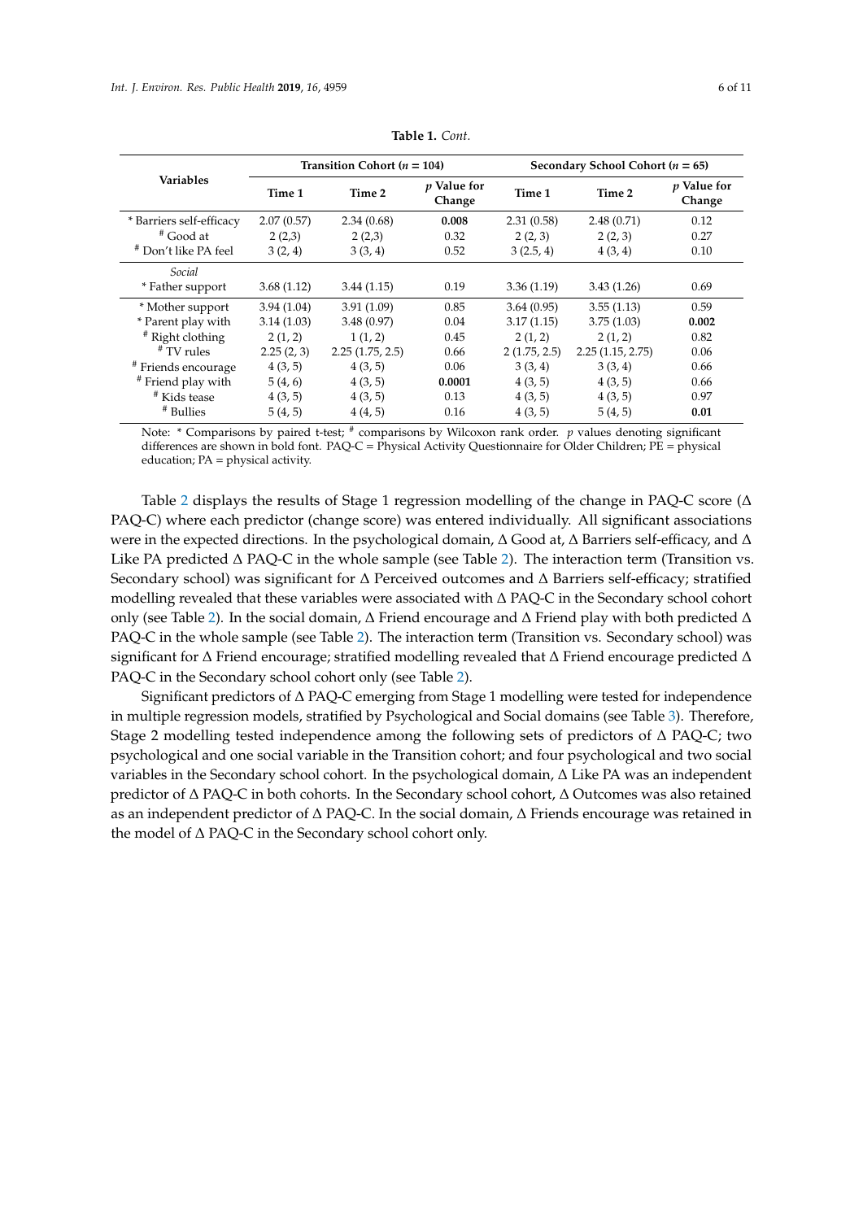**Table 1.** *Cont.*

| Variables | Transition Cohort ($n$ = 104) | | | Secondary School Cohort ($n$ = 65) | | |
|---|---|---|---|---|---|---|
| | Time 1 | Time 2 | $p$ Value for Change | Time 1 | Time 2 | $p$ Value for Change |
| * Barriers self-efficacy | 2.07 (0.57) | 2.34 (0.68) | **0.008** | 2.31 (0.58) | 2.48 (0.71) | 0.12 |
| # Good at | 2 (2,3) | 2 (2,3) | 0.32 | 2 (2, 3) | 2 (2, 3) | 0.27 |
| # Don't like PA feel | 3 (2, 4) | 3 (3, 4) | 0.52 | 3 (2.5, 4) | 4 (3, 4) | 0.10 |
| *Social* | | | | | | |
| * Father support | 3.68 (1.12) | 3.44 (1.15) | 0.19 | 3.36 (1.19) | 3.43 (1.26) | 0.69 |
| * Mother support | 3.94 (1.04) | 3.91 (1.09) | 0.85 | 3.64 (0.95) | 3.55 (1.13) | 0.59 |
| * Parent play with | 3.14 (1.03) | 3.48 (0.97) | 0.04 | 3.17 (1.15) | 3.75 (1.03) | **0.002** |
| # Right clothing | 2 (1, 2) | 1 (1, 2) | 0.45 | 2 (1, 2) | 2 (1, 2) | 0.82 |
| # TV rules | 2.25 (2, 3) | 2.25 (1.75, 2.5) | 0.66 | 2 (1.75, 2.5) | 2.25 (1.15, 2.75) | 0.06 |
| # Friends encourage | 4 (3, 5) | 4 (3, 5) | 0.06 | 3 (3, 4) | 3 (3, 4) | 0.66 |
| # Friend play with | 5 (4, 6) | 4 (3, 5) | **0.0001** | 4 (3, 5) | 4 (3, 5) | 0.66 |
| # Kids tease | 4 (3, 5) | 4 (3, 5) | 0.13 | 4 (3, 5) | 4 (3, 5) | 0.97 |
| # Bullies | 5 (4, 5) | 4 (4, 5) | 0.16 | 4 (3, 5) | 5 (4, 5) | **0.01** |

Note: * Comparisons by paired t-test; # comparisons by Wilcoxon rank order. $p$ values denoting significant differences are shown in bold font. PAQ-C = Physical Activity Questionnaire for Older Children; PE = physical education; PA = physical activity.

Table 2 displays the results of Stage 1 regression modelling of the change in PAQ-C score (Δ PAQ-C) where each predictor (change score) was entered individually. All significant associations were in the expected directions. In the psychological domain, Δ Good at, Δ Barriers self-efficacy, and Δ Like PA predicted Δ PAQ-C in the whole sample (see Table 2). The interaction term (Transition vs. Secondary school) was significant for Δ Perceived outcomes and Δ Barriers self-efficacy; stratified modelling revealed that these variables were associated with Δ PAQ-C in the Secondary school cohort only (see Table 2). In the social domain, Δ Friend encourage and Δ Friend play with both predicted Δ PAQ-C in the whole sample (see Table 2). The interaction term (Transition vs. Secondary school) was significant for Δ Friend encourage; stratified modelling revealed that Δ Friend encourage predicted Δ PAQ-C in the Secondary school cohort only (see Table 2).

Significant predictors of Δ PAQ-C emerging from Stage 1 modelling were tested for independence in multiple regression models, stratified by Psychological and Social domains (see Table 3). Therefore, Stage 2 modelling tested independence among the following sets of predictors of Δ PAQ-C; two psychological and one social variable in the Transition cohort; and four psychological and two social variables in the Secondary school cohort. In the psychological domain, Δ Like PA was an independent predictor of Δ PAQ-C in both cohorts. In the Secondary school cohort, Δ Outcomes was also retained as an independent predictor of Δ PAQ-C. In the social domain, Δ Friends encourage was retained in the model of Δ PAQ-C in the Secondary school cohort only.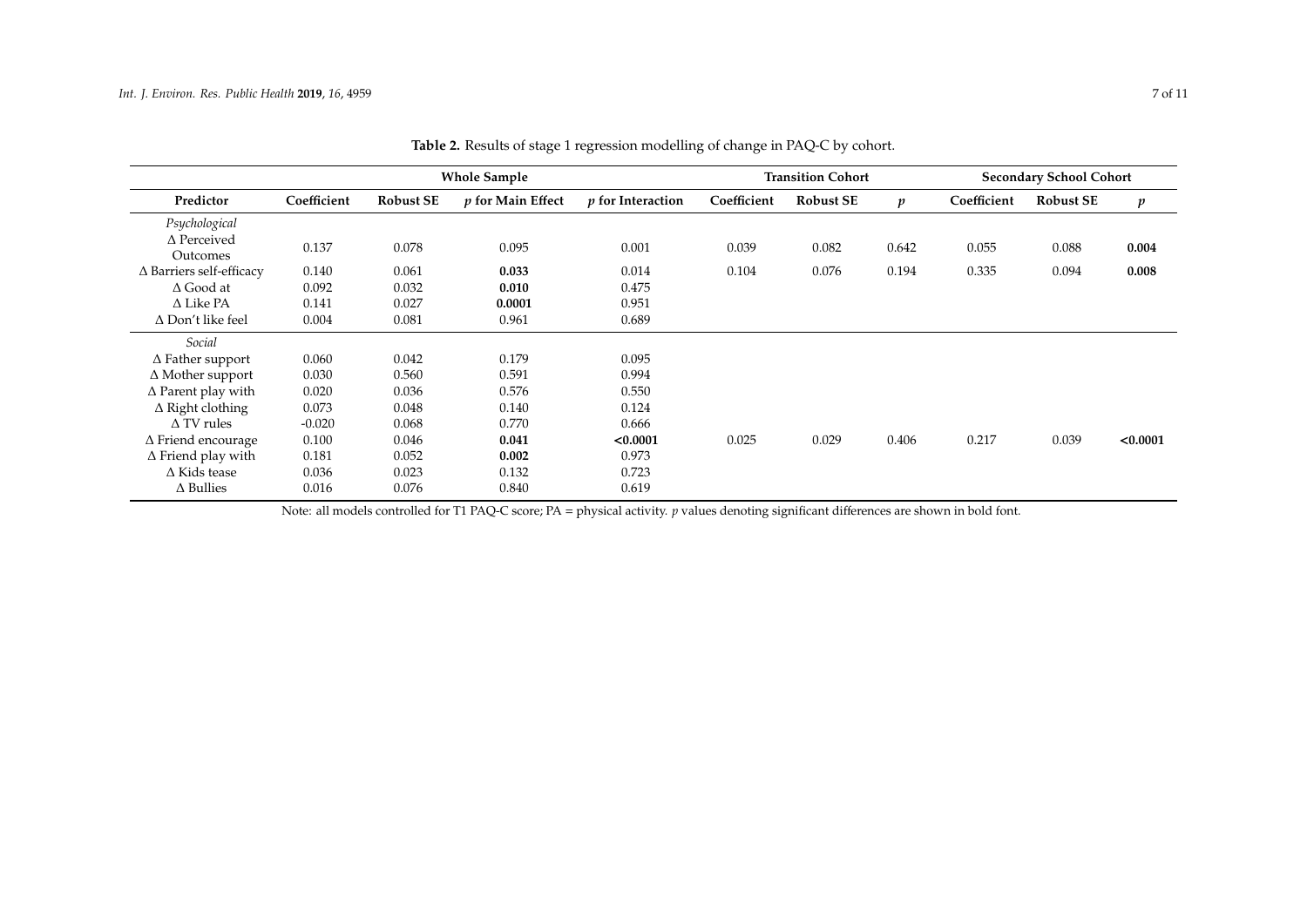**Table 2.** Results of stage 1 regression modelling of change in PAQ-C by cohort.

| | Whole Sample | | | | Transition Cohort | | | Secondary School Cohort | | |
|---|---|---|---|---|---|---|---|---|---|---|
| Predictor | Coefficient | Robust SE | *p* for Main Effect | *p* for Interaction | Coefficient | Robust SE | *p* | Coefficient | Robust SE | *p* |
| *Psychological* | | | | | | | | | | |
| Δ Perceived Outcomes | 0.137 | 0.078 | 0.095 | 0.001 | 0.039 | 0.082 | 0.642 | 0.055 | 0.088 | **0.004** |
| Δ Barriers self-efficacy | 0.140 | 0.061 | **0.033** | 0.014 | 0.104 | 0.076 | 0.194 | 0.335 | 0.094 | **0.008** |
| Δ Good at | 0.092 | 0.032 | **0.010** | 0.475 | | | | | | |
| Δ Like PA | 0.141 | 0.027 | **0.0001** | 0.951 | | | | | | |
| Δ Don't like feel | 0.004 | 0.081 | 0.961 | 0.689 | | | | | | |
| *Social* | | | | | | | | | | |
| Δ Father support | 0.060 | 0.042 | 0.179 | 0.095 | | | | | | |
| Δ Mother support | 0.030 | 0.560 | 0.591 | 0.994 | | | | | | |
| Δ Parent play with | 0.020 | 0.036 | 0.576 | 0.550 | | | | | | |
| Δ Right clothing | 0.073 | 0.048 | 0.140 | 0.124 | | | | | | |
| Δ TV rules | -0.020 | 0.068 | 0.770 | 0.666 | | | | | | |
| Δ Friend encourage | 0.100 | 0.046 | **0.041** | **<0.0001** | 0.025 | 0.029 | 0.406 | 0.217 | 0.039 | **<0.0001** |
| Δ Friend play with | 0.181 | 0.052 | **0.002** | 0.973 | | | | | | |
| Δ Kids tease | 0.036 | 0.023 | 0.132 | 0.723 | | | | | | |
| Δ Bullies | 0.016 | 0.076 | 0.840 | 0.619 | | | | | | |

Note: all models controlled for T1 PAQ-C score; PA = physical activity. *p* values denoting significant differences are shown in bold font.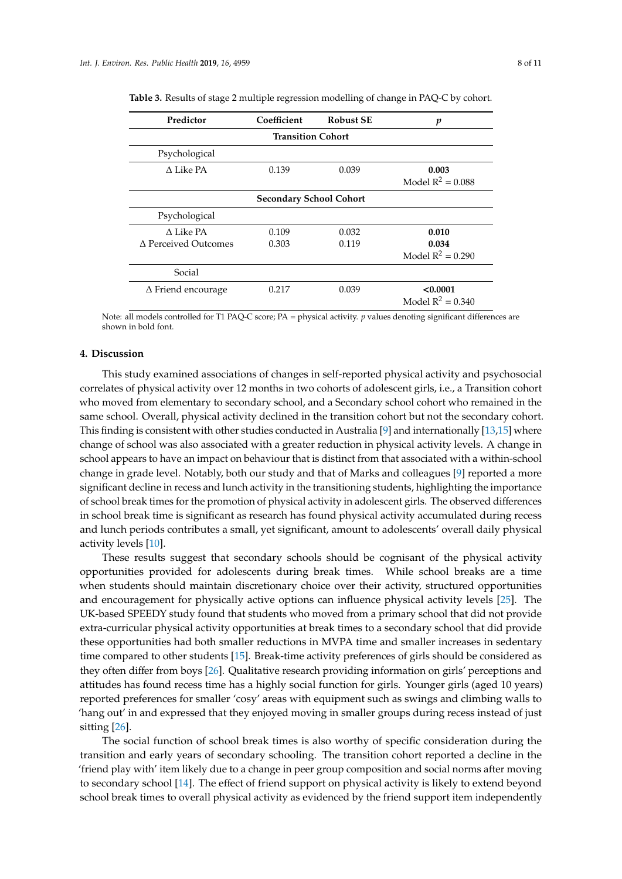**Table 3.** Results of stage 2 multiple regression modelling of change in PAQ-C by cohort.

| Predictor | Coefficient | Robust SE | *p* |
|---|---|---|---|
| **Transition Cohort** | | | |
| Psychological | | | |
| Δ Like PA | 0.139 | 0.039 | **0.003** |
| | | | Model $R^2 = 0.088$ |
| **Secondary School Cohort** | | | |
| Psychological | | | |
| Δ Like PA | 0.109 | 0.032 | **0.010** |
| Δ Perceived Outcomes | 0.303 | 0.119 | **0.034** |
| | | | Model $R^2 = 0.290$ |
| Social | | | |
| Δ Friend encourage | 0.217 | 0.039 | **<0.0001** |
| | | | Model $R^2 = 0.340$ |

Note: all models controlled for T1 PAQ-C score; PA = physical activity. *p* values denoting significant differences are shown in bold font.

## 4. Discussion

This study examined associations of changes in self-reported physical activity and psychosocial correlates of physical activity over 12 months in two cohorts of adolescent girls, i.e., a Transition cohort who moved from elementary to secondary school, and a Secondary school cohort who remained in the same school. Overall, physical activity declined in the transition cohort but not the secondary cohort. This finding is consistent with other studies conducted in Australia [9] and internationally [13,15] where change of school was also associated with a greater reduction in physical activity levels. A change in school appears to have an impact on behaviour that is distinct from that associated with a within-school change in grade level. Notably, both our study and that of Marks and colleagues [9] reported a more significant decline in recess and lunch activity in the transitioning students, highlighting the importance of school break times for the promotion of physical activity in adolescent girls. The observed differences in school break time is significant as research has found physical activity accumulated during recess and lunch periods contributes a small, yet significant, amount to adolescents' overall daily physical activity levels [10].

These results suggest that secondary schools should be cognisant of the physical activity opportunities provided for adolescents during break times. While school breaks are a time when students should maintain discretionary choice over their activity, structured opportunities and encouragement for physically active options can influence physical activity levels [25]. The UK-based SPEEDY study found that students who moved from a primary school that did not provide extra-curricular physical activity opportunities at break times to a secondary school that did provide these opportunities had both smaller reductions in MVPA time and smaller increases in sedentary time compared to other students [15]. Break-time activity preferences of girls should be considered as they often differ from boys [26]. Qualitative research providing information on girls' perceptions and attitudes has found recess time has a highly social function for girls. Younger girls (aged 10 years) reported preferences for smaller 'cosy' areas with equipment such as swings and climbing walls to 'hang out' in and expressed that they enjoyed moving in smaller groups during recess instead of just sitting [26].

The social function of school break times is also worthy of specific consideration during the transition and early years of secondary schooling. The transition cohort reported a decline in the 'friend play with' item likely due to a change in peer group composition and social norms after moving to secondary school [14]. The effect of friend support on physical activity is likely to extend beyond school break times to overall physical activity as evidenced by the friend support item independently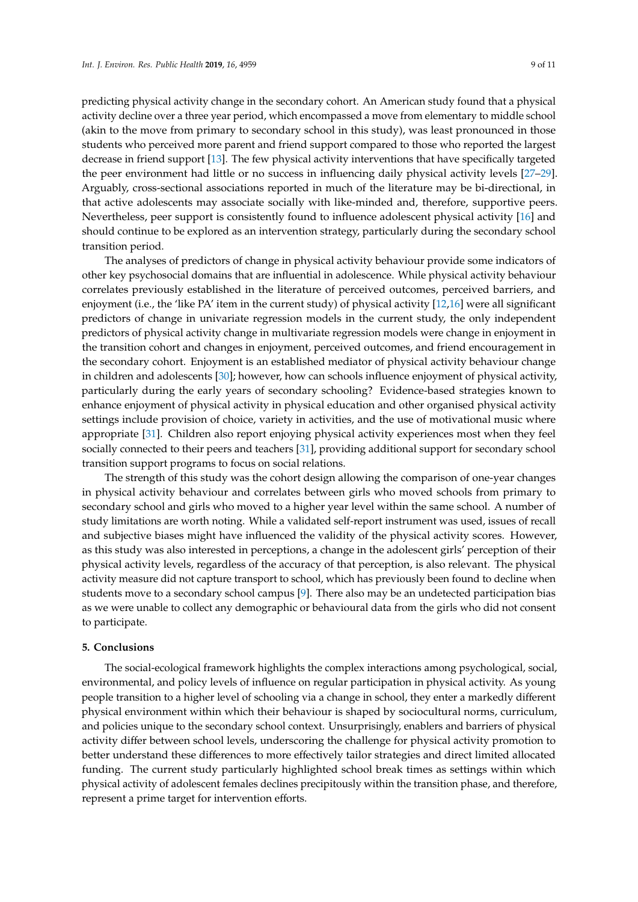predicting physical activity change in the secondary cohort. An American study found that a physical activity decline over a three year period, which encompassed a move from elementary to middle school (akin to the move from primary to secondary school in this study), was least pronounced in those students who perceived more parent and friend support compared to those who reported the largest decrease in friend support [13]. The few physical activity interventions that have specifically targeted the peer environment had little or no success in influencing daily physical activity levels [27–29]. Arguably, cross-sectional associations reported in much of the literature may be bi-directional, in that active adolescents may associate socially with like-minded and, therefore, supportive peers. Nevertheless, peer support is consistently found to influence adolescent physical activity [16] and should continue to be explored as an intervention strategy, particularly during the secondary school transition period.

The analyses of predictors of change in physical activity behaviour provide some indicators of other key psychosocial domains that are influential in adolescence. While physical activity behaviour correlates previously established in the literature of perceived outcomes, perceived barriers, and enjoyment (i.e., the 'like PA' item in the current study) of physical activity [12,16] were all significant predictors of change in univariate regression models in the current study, the only independent predictors of physical activity change in multivariate regression models were change in enjoyment in the transition cohort and changes in enjoyment, perceived outcomes, and friend encouragement in the secondary cohort. Enjoyment is an established mediator of physical activity behaviour change in children and adolescents [30]; however, how can schools influence enjoyment of physical activity, particularly during the early years of secondary schooling? Evidence-based strategies known to enhance enjoyment of physical activity in physical education and other organised physical activity settings include provision of choice, variety in activities, and the use of motivational music where appropriate [31]. Children also report enjoying physical activity experiences most when they feel socially connected to their peers and teachers [31], providing additional support for secondary school transition support programs to focus on social relations.

The strength of this study was the cohort design allowing the comparison of one-year changes in physical activity behaviour and correlates between girls who moved schools from primary to secondary school and girls who moved to a higher year level within the same school. A number of study limitations are worth noting. While a validated self-report instrument was used, issues of recall and subjective biases might have influenced the validity of the physical activity scores. However, as this study was also interested in perceptions, a change in the adolescent girls' perception of their physical activity levels, regardless of the accuracy of that perception, is also relevant. The physical activity measure did not capture transport to school, which has previously been found to decline when students move to a secondary school campus [9]. There also may be an undetected participation bias as we were unable to collect any demographic or behavioural data from the girls who did not consent to participate.

## 5. Conclusions

The social-ecological framework highlights the complex interactions among psychological, social, environmental, and policy levels of influence on regular participation in physical activity. As young people transition to a higher level of schooling via a change in school, they enter a markedly different physical environment within which their behaviour is shaped by sociocultural norms, curriculum, and policies unique to the secondary school context. Unsurprisingly, enablers and barriers of physical activity differ between school levels, underscoring the challenge for physical activity promotion to better understand these differences to more effectively tailor strategies and direct limited allocated funding. The current study particularly highlighted school break times as settings within which physical activity of adolescent females declines precipitously within the transition phase, and therefore, represent a prime target for intervention efforts.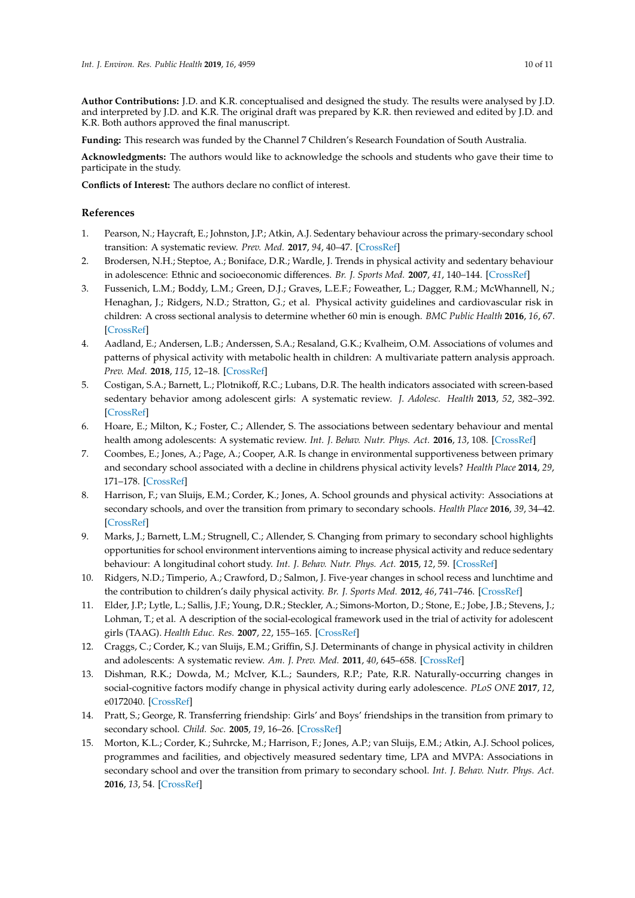**Author Contributions:** J.D. and K.R. conceptualised and designed the study. The results were analysed by J.D. and interpreted by J.D. and K.R. The original draft was prepared by K.R. then reviewed and edited by J.D. and K.R. Both authors approved the final manuscript.

**Funding:** This research was funded by the Channel 7 Children's Research Foundation of South Australia.

**Acknowledgments:** The authors would like to acknowledge the schools and students who gave their time to participate in the study.

**Conflicts of Interest:** The authors declare no conflict of interest.

## References

1. Pearson, N.; Haycraft, E.; Johnston, J.P.; Atkin, A.J. Sedentary behaviour across the primary-secondary school transition: A systematic review. *Prev. Med.* **2017**, *94*, 40–47. [CrossRef]
2. Brodersen, N.H.; Steptoe, A.; Boniface, D.R.; Wardle, J. Trends in physical activity and sedentary behaviour in adolescence: Ethnic and socioeconomic differences. *Br. J. Sports Med.* **2007**, *41*, 140–144. [CrossRef]
3. Fussenich, L.M.; Boddy, L.M.; Green, D.J.; Graves, L.E.F.; Foweather, L.; Dagger, R.M.; McWhannell, N.; Henaghan, J.; Ridgers, N.D.; Stratton, G.; et al. Physical activity guidelines and cardiovascular risk in children: A cross sectional analysis to determine whether 60 min is enough. *BMC Public Health* **2016**, *16*, 67. [CrossRef]
4. Aadland, E.; Andersen, L.B.; Anderssen, S.A.; Resaland, G.K.; Kvalheim, O.M. Associations of volumes and patterns of physical activity with metabolic health in children: A multivariate pattern analysis approach. *Prev. Med.* **2018**, *115*, 12–18. [CrossRef]
5. Costigan, S.A.; Barnett, L.; Plotnikoff, R.C.; Lubans, D.R. The health indicators associated with screen-based sedentary behavior among adolescent girls: A systematic review. *J. Adolesc. Health* **2013**, *52*, 382–392. [CrossRef]
6. Hoare, E.; Milton, K.; Foster, C.; Allender, S. The associations between sedentary behaviour and mental health among adolescents: A systematic review. *Int. J. Behav. Nutr. Phys. Act.* **2016**, *13*, 108. [CrossRef]
7. Coombes, E.; Jones, A.; Page, A.; Cooper, A.R. Is change in environmental supportiveness between primary and secondary school associated with a decline in childrens physical activity levels? *Health Place* **2014**, *29*, 171–178. [CrossRef]
8. Harrison, F.; van Sluijs, E.M.; Corder, K.; Jones, A. School grounds and physical activity: Associations at secondary schools, and over the transition from primary to secondary schools. *Health Place* **2016**, *39*, 34–42. [CrossRef]
9. Marks, J.; Barnett, L.M.; Strugnell, C.; Allender, S. Changing from primary to secondary school highlights opportunities for school environment interventions aiming to increase physical activity and reduce sedentary behaviour: A longitudinal cohort study. *Int. J. Behav. Nutr. Phys. Act.* **2015**, *12*, 59. [CrossRef]
10. Ridgers, N.D.; Timperio, A.; Crawford, D.; Salmon, J. Five-year changes in school recess and lunchtime and the contribution to children's daily physical activity. *Br. J. Sports Med.* **2012**, *46*, 741–746. [CrossRef]
11. Elder, J.P.; Lytle, L.; Sallis, J.F.; Young, D.R.; Steckler, A.; Simons-Morton, D.; Stone, E.; Jobe, J.B.; Stevens, J.; Lohman, T.; et al. A description of the social-ecological framework used in the trial of activity for adolescent girls (TAAG). *Health Educ. Res.* **2007**, *22*, 155–165. [CrossRef]
12. Craggs, C.; Corder, K.; van Sluijs, E.M.; Griffin, S.J. Determinants of change in physical activity in children and adolescents: A systematic review. *Am. J. Prev. Med.* **2011**, *40*, 645–658. [CrossRef]
13. Dishman, R.K.; Dowda, M.; McIver, K.L.; Saunders, R.P.; Pate, R.R. Naturally-occurring changes in social-cognitive factors modify change in physical activity during early adolescence. *PLoS ONE* **2017**, *12*, e0172040. [CrossRef]
14. Pratt, S.; George, R. Transferring friendship: Girls' and Boys' friendships in the transition from primary to secondary school. *Child. Soc.* **2005**, *19*, 16–26. [CrossRef]
15. Morton, K.L.; Corder, K.; Suhrcke, M.; Harrison, F.; Jones, A.P.; van Sluijs, E.M.; Atkin, A.J. School polices, programmes and facilities, and objectively measured sedentary time, LPA and MVPA: Associations in secondary school and over the transition from primary to secondary school. *Int. J. Behav. Nutr. Phys. Act.* **2016**, *13*, 54. [CrossRef]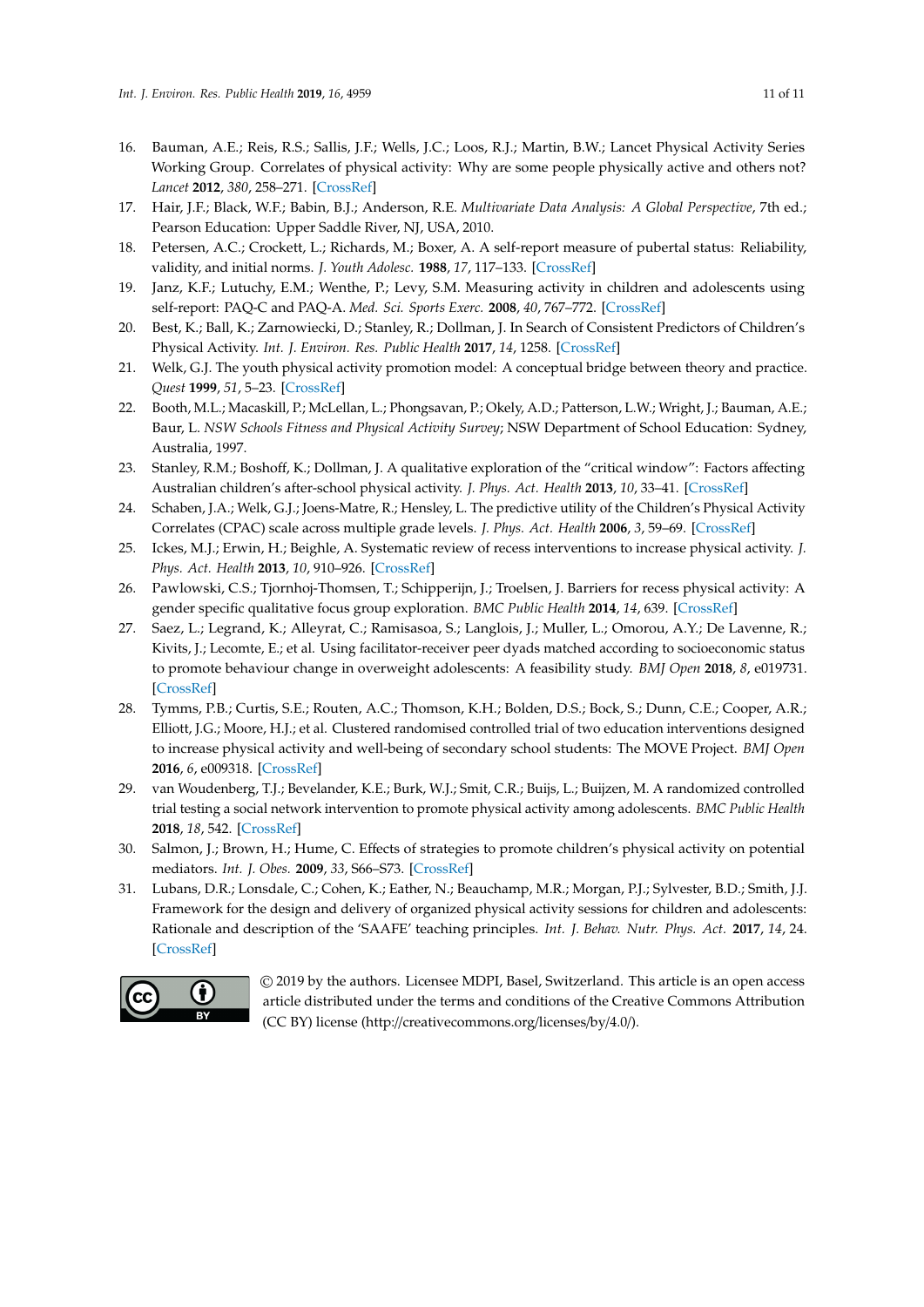16. Bauman, A.E.; Reis, R.S.; Sallis, J.F.; Wells, J.C.; Loos, R.J.; Martin, B.W.; Lancet Physical Activity Series Working Group. Correlates of physical activity: Why are some people physically active and others not? *Lancet* **2012**, *380*, 258–271. [CrossRef]
17. Hair, J.F.; Black, W.F.; Babin, B.J.; Anderson, R.E. *Multivariate Data Analysis: A Global Perspective*, 7th ed.; Pearson Education: Upper Saddle River, NJ, USA, 2010.
18. Petersen, A.C.; Crockett, L.; Richards, M.; Boxer, A. A self-report measure of pubertal status: Reliability, validity, and initial norms. *J. Youth Adolesc.* **1988**, *17*, 117–133. [CrossRef]
19. Janz, K.F.; Lutuchy, E.M.; Wenthe, P.; Levy, S.M. Measuring activity in children and adolescents using self-report: PAQ-C and PAQ-A. *Med. Sci. Sports Exerc.* **2008**, *40*, 767–772. [CrossRef]
20. Best, K.; Ball, K.; Zarnowiecki, D.; Stanley, R.; Dollman, J. In Search of Consistent Predictors of Children's Physical Activity. *Int. J. Environ. Res. Public Health* **2017**, *14*, 1258. [CrossRef]
21. Welk, G.J. The youth physical activity promotion model: A conceptual bridge between theory and practice. *Quest* **1999**, *51*, 5–23. [CrossRef]
22. Booth, M.L.; Macaskill, P.; McLellan, L.; Phongsavan, P.; Okely, A.D.; Patterson, L.W.; Wright, J.; Bauman, A.E.; Baur, L. *NSW Schools Fitness and Physical Activity Survey*; NSW Department of School Education: Sydney, Australia, 1997.
23. Stanley, R.M.; Boshoff, K.; Dollman, J. A qualitative exploration of the "critical window": Factors affecting Australian children's after-school physical activity. *J. Phys. Act. Health* **2013**, *10*, 33–41. [CrossRef]
24. Schaben, J.A.; Welk, G.J.; Joens-Matre, R.; Hensley, L. The predictive utility of the Children's Physical Activity Correlates (CPAC) scale across multiple grade levels. *J. Phys. Act. Health* **2006**, *3*, 59–69. [CrossRef]
25. Ickes, M.J.; Erwin, H.; Beighle, A. Systematic review of recess interventions to increase physical activity. *J. Phys. Act. Health* **2013**, *10*, 910–926. [CrossRef]
26. Pawlowski, C.S.; Tjornhoj-Thomsen, T.; Schipperijn, J.; Troelsen, J. Barriers for recess physical activity: A gender specific qualitative focus group exploration. *BMC Public Health* **2014**, *14*, 639. [CrossRef]
27. Saez, L.; Legrand, K.; Alleyrat, C.; Ramisasoa, S.; Langlois, J.; Muller, L.; Omorou, A.Y.; De Lavenne, R.; Kivits, J.; Lecomte, E.; et al. Using facilitator-receiver peer dyads matched according to socioeconomic status to promote behaviour change in overweight adolescents: A feasibility study. *BMJ Open* **2018**, *8*, e019731. [CrossRef]
28. Tymms, P.B.; Curtis, S.E.; Routen, A.C.; Thomson, K.H.; Bolden, D.S.; Bock, S.; Dunn, C.E.; Cooper, A.R.; Elliott, J.G.; Moore, H.J.; et al. Clustered randomised controlled trial of two education interventions designed to increase physical activity and well-being of secondary school students: The MOVE Project. *BMJ Open* **2016**, *6*, e009318. [CrossRef]
29. van Woudenberg, T.J.; Bevelander, K.E.; Burk, W.J.; Smit, C.R.; Buijs, L.; Buijzen, M. A randomized controlled trial testing a social network intervention to promote physical activity among adolescents. *BMC Public Health* **2018**, *18*, 542. [CrossRef]
30. Salmon, J.; Brown, H.; Hume, C. Effects of strategies to promote children's physical activity on potential mediators. *Int. J. Obes.* **2009**, *33*, S66–S73. [CrossRef]
31. Lubans, D.R.; Lonsdale, C.; Cohen, K.; Eather, N.; Beauchamp, M.R.; Morgan, P.J.; Sylvester, B.D.; Smith, J.J. Framework for the design and delivery of organized physical activity sessions for children and adolescents: Rationale and description of the 'SAAFE' teaching principles. *Int. J. Behav. Nutr. Phys. Act.* **2017**, *14*, 24. [CrossRef]

© 2019 by the authors. Licensee MDPI, Basel, Switzerland. This article is an open access article distributed under the terms and conditions of the Creative Commons Attribution (CC BY) license (http://creativecommons.org/licenses/by/4.0/).